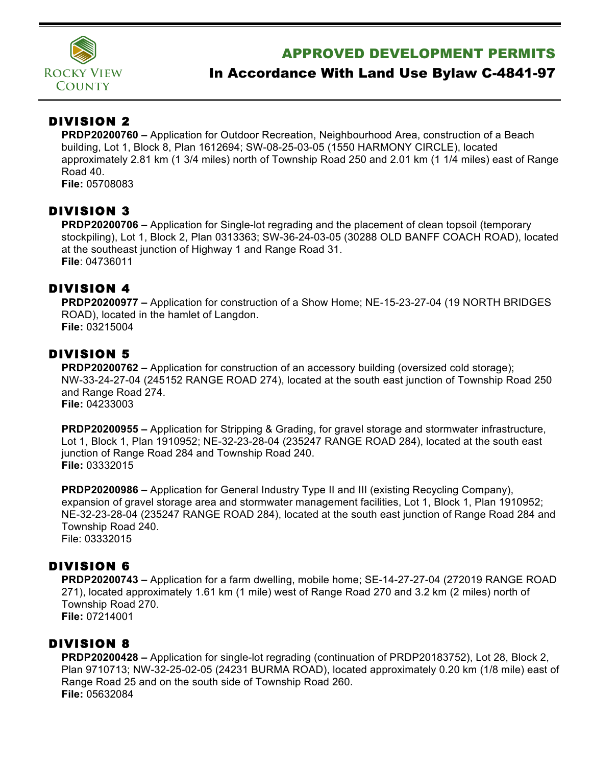Rocky View County

# APPROVED DEVELOPMENT PERMITS

## In Accordance With Land Use Bylaw C-4841-97

## DIVISION 2

**PRDP20200760 –** Application for Outdoor Recreation, Neighbourhood Area, construction of a Beach building, Lot 1, Block 8, Plan 1612694; SW-08-25-03-05 (1550 HARMONY CIRCLE), located approximately 2.81 km (1 3/4 miles) north of Township Road 250 and 2.01 km (1 1/4 miles) east of Range Road 40.
**File:** 05708083

## DIVISION 3

**PRDP20200706 –** Application for Single-lot regrading and the placement of clean topsoil (temporary stockpiling), Lot 1, Block 2, Plan 0313363; SW-36-24-03-05 (30288 OLD BANFF COACH ROAD), located at the southeast junction of Highway 1 and Range Road 31.
**File**: 04736011

## DIVISION 4

**PRDP20200977 –** Application for construction of a Show Home; NE-15-23-27-04 (19 NORTH BRIDGES ROAD), located in the hamlet of Langdon.
**File:** 03215004

## DIVISION 5

**PRDP20200762 –** Application for construction of an accessory building (oversized cold storage); NW-33-24-27-04 (245152 RANGE ROAD 274), located at the south east junction of Township Road 250 and Range Road 274.
**File:** 04233003

**PRDP20200955 –** Application for Stripping & Grading, for gravel storage and stormwater infrastructure, Lot 1, Block 1, Plan 1910952; NE-32-23-28-04 (235247 RANGE ROAD 284), located at the south east junction of Range Road 284 and Township Road 240.
**File:** 03332015

**PRDP20200986 –** Application for General Industry Type II and III (existing Recycling Company), expansion of gravel storage area and stormwater management facilities, Lot 1, Block 1, Plan 1910952; NE-32-23-28-04 (235247 RANGE ROAD 284), located at the south east junction of Range Road 284 and Township Road 240.
File: 03332015

## DIVISION 6

**PRDP20200743 –** Application for a farm dwelling, mobile home; SE-14-27-27-04 (272019 RANGE ROAD 271), located approximately 1.61 km (1 mile) west of Range Road 270 and 3.2 km (2 miles) north of Township Road 270.
**File:** 07214001

## DIVISION 8

**PRDP20200428 –** Application for single-lot regrading (continuation of PRDP20183752), Lot 28, Block 2, Plan 9710713; NW-32-25-02-05 (24231 BURMA ROAD), located approximately 0.20 km (1/8 mile) east of Range Road 25 and on the south side of Township Road 260.
**File:** 05632084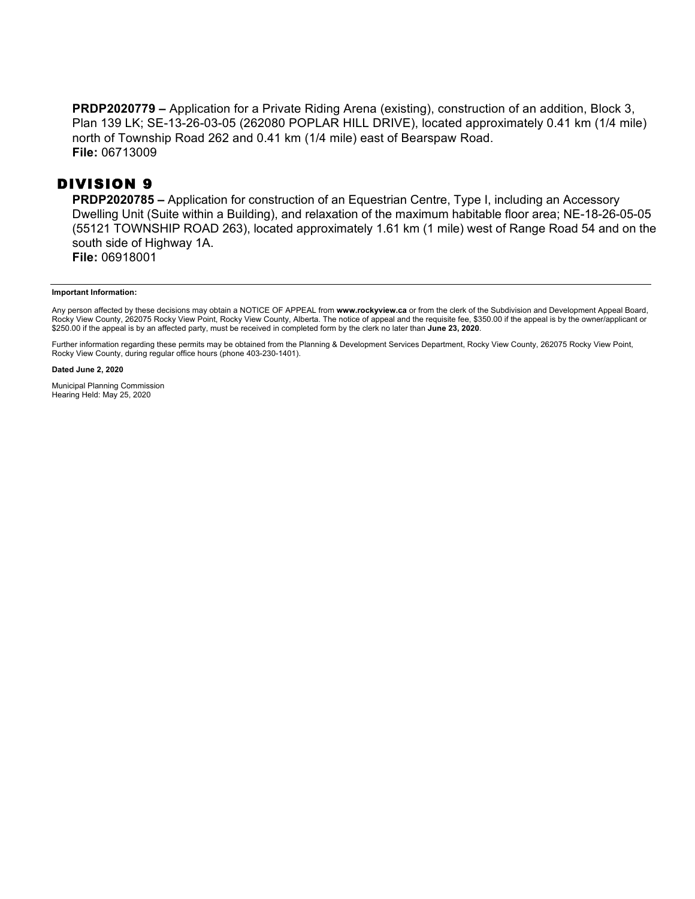**PRDP2020779 –** Application for a Private Riding Arena (existing), construction of an addition, Block 3, Plan 139 LK; SE-13-26-03-05 (262080 POPLAR HILL DRIVE), located approximately 0.41 km (1/4 mile) north of Township Road 262 and 0.41 km (1/4 mile) east of Bearspaw Road.
**File:** 06713009

## DIVISION 9

**PRDP2020785 –** Application for construction of an Equestrian Centre, Type I, including an Accessory Dwelling Unit (Suite within a Building), and relaxation of the maximum habitable floor area; NE-18-26-05-05 (55121 TOWNSHIP ROAD 263), located approximately 1.61 km (1 mile) west of Range Road 54 and on the south side of Highway 1A.
**File:** 06918001

---

**Important Information:**

Any person affected by these decisions may obtain a NOTICE OF APPEAL from **www.rockyview.ca** or from the clerk of the Subdivision and Development Appeal Board, Rocky View County, 262075 Rocky View Point, Rocky View County, Alberta. The notice of appeal and the requisite fee, $350.00 if the appeal is by the owner/applicant or $250.00 if the appeal is by an affected party, must be received in completed form by the clerk no later than **June 23, 2020**.

Further information regarding these permits may be obtained from the Planning & Development Services Department, Rocky View County, 262075 Rocky View Point, Rocky View County, during regular office hours (phone 403-230-1401).

**Dated June 2, 2020**

Municipal Planning Commission
Hearing Held: May 25, 2020